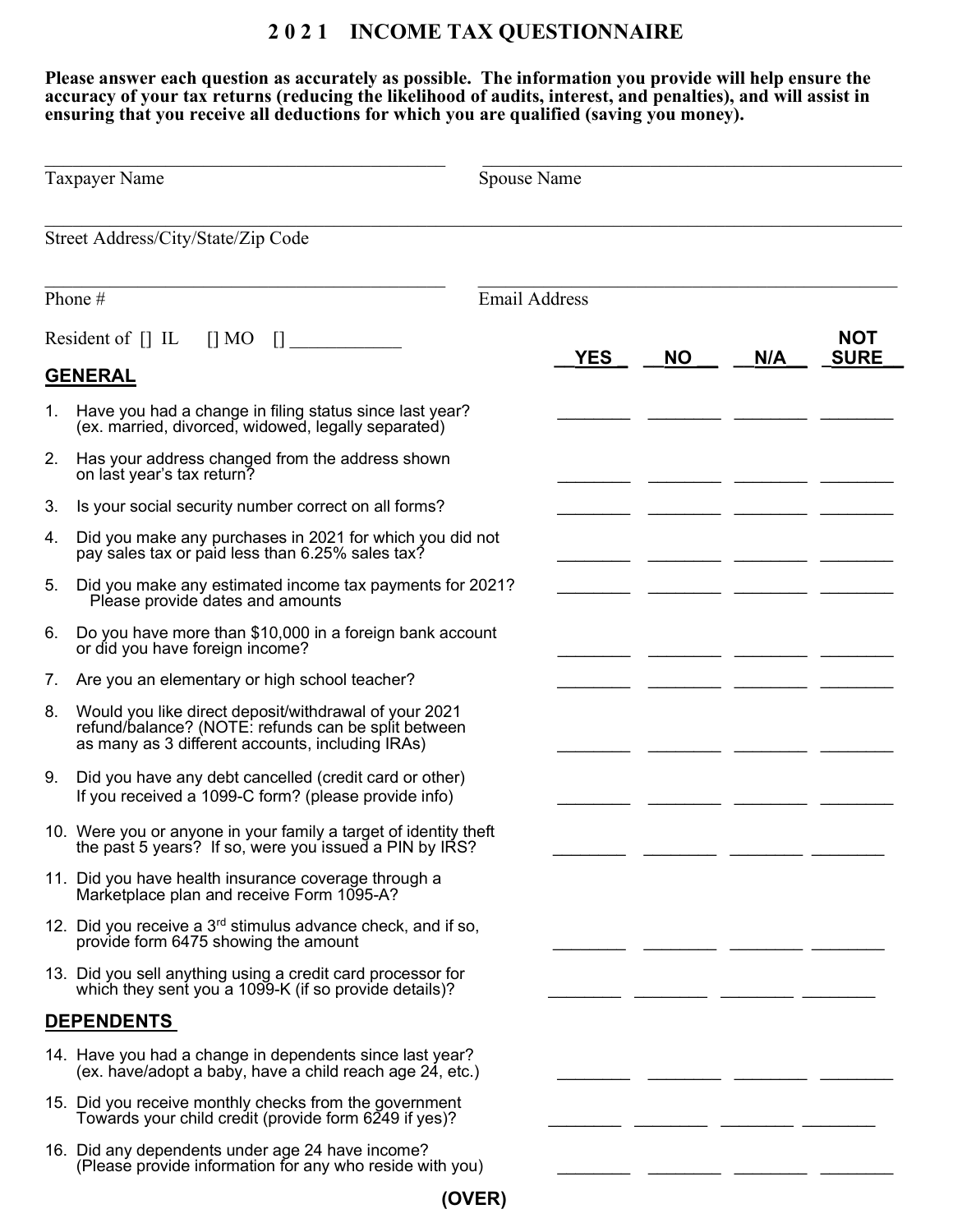# 2021 INCOME TAX QUESTIONNAIRE

**Please answer each question as accurately as possible. The information you provide will help ensure the accuracy of your tax returns (reducing the likelihood of audits, interest, and penalties), and will assist in ensuring that you receive all deductions for which you are qualified (saving you money).**

Taxpayer Name \_\_\_\_\_\_\_\_\_\_\_\_\_\_\_\_\_\_\_\_ Spouse Name \_\_\_\_\_\_\_\_\_\_\_\_\_\_\_\_\_\_\_\_

Street Address/City/State/Zip Code \_\_\_\_\_\_\_\_\_\_\_\_\_\_\_\_\_\_\_\_

Phone # \_\_\_\_\_\_\_\_\_\_\_\_\_\_\_\_\_\_\_\_ Email Address \_\_\_\_\_\_\_\_\_\_\_\_\_\_\_\_\_\_\_\_

Resident of [] IL [] MO [] \_\_\_\_\_\_\_\_\_\_\_\_

| | YES | NO | N/A | NOT SURE |
|---|---|---|---|---|
| **GENERAL** | | | | |
| 1. Have you had a change in filing status since last year? (ex. married, divorced, widowed, legally separated) | | | | |
| 2. Has your address changed from the address shown on last year's tax return? | | | | |
| 3. Is your social security number correct on all forms? | | | | |
| 4. Did you make any purchases in 2021 for which you did not pay sales tax or paid less than 6.25% sales tax? | | | | |
| 5. Did you make any estimated income tax payments for 2021? Please provide dates and amounts | | | | |
| 6. Do you have more than $10,000 in a foreign bank account or did you have foreign income? | | | | |
| 7. Are you an elementary or high school teacher? | | | | |
| 8. Would you like direct deposit/withdrawal of your 2021 refund/balance? (NOTE: refunds can be split between as many as 3 different accounts, including IRAs) | | | | |
| 9. Did you have any debt cancelled (credit card or other) If you received a 1099-C form? (please provide info) | | | | |
| 10. Were you or anyone in your family a target of identity theft the past 5 years? If so, were you issued a PIN by IRS? | | | | |
| 11. Did you have health insurance coverage through a Marketplace plan and receive Form 1095-A? | | | | |
| 12. Did you receive a 3rd stimulus advance check, and if so, provide form 6475 showing the amount | | | | |
| 13. Did you sell anything using a credit card processor for which they sent you a 1099-K (if so provide details)? | | | | |
| **DEPENDENTS** | | | | |
| 14. Have you had a change in dependents since last year? (ex. have/adopt a baby, have a child reach age 24, etc.) | | | | |
| 15. Did you receive monthly checks from the government Towards your child credit (provide form 6249 if yes)? | | | | |
| 16. Did any dependents under age 24 have income? (Please provide information for any who reside with you) | | | | |

**(OVER)**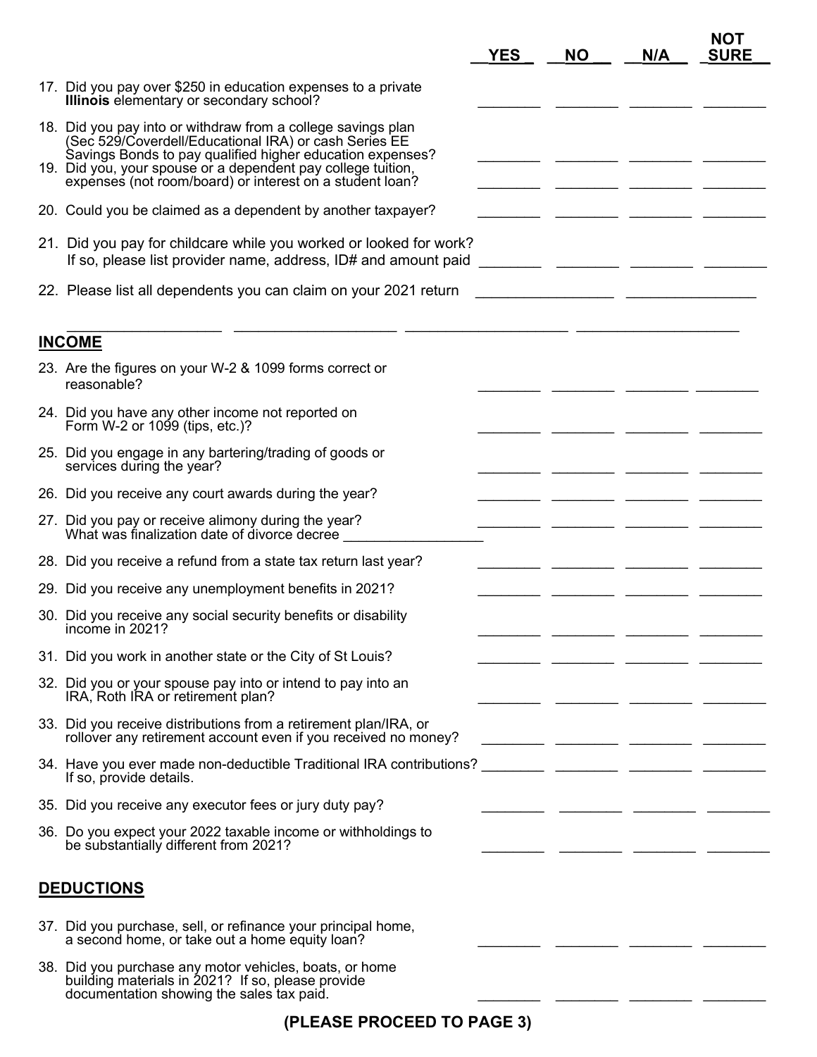| | YES | NO | N/A | NOT SURE |
|---|---|---|---|---|
| 17. Did you pay over $250 in education expenses to a private **Illinois** elementary or secondary school? | | | | |
| 18. Did you pay into or withdraw from a college savings plan (Sec 529/Coverdell/Educational IRA) or cash Series EE Savings Bonds to pay qualified higher education expenses? | | | | |
| 19. Did you, your spouse or a dependent pay college tuition, expenses (not room/board) or interest on a student loan? | | | | |
| 20. Could you be claimed as a dependent by another taxpayer? | | | | |
| 21. Did you pay for childcare while you worked or looked for work? If so, please list provider name, address, ID# and amount paid | | | | |

22. Please list all dependents you can claim on your 2021 return ________________ ________________

________________ ________________ ________________ ________________

## INCOME

| | YES | NO | N/A | NOT SURE |
|---|---|---|---|---|
| 23. Are the figures on your W-2 & 1099 forms correct or reasonable? | | | | |
| 24. Did you have any other income not reported on Form W-2 or 1099 (tips, etc.)? | | | | |
| 25. Did you engage in any bartering/trading of goods or services during the year? | | | | |
| 26. Did you receive any court awards during the year? | | | | |
| 27. Did you pay or receive alimony during the year? What was finalization date of divorce decree ________________ | | | | |
| 28. Did you receive a refund from a state tax return last year? | | | | |
| 29. Did you receive any unemployment benefits in 2021? | | | | |
| 30. Did you receive any social security benefits or disability income in 2021? | | | | |
| 31. Did you work in another state or the City of St Louis? | | | | |
| 32. Did you or your spouse pay into or intend to pay into an IRA, Roth IRA or retirement plan? | | | | |
| 33. Did you receive distributions from a retirement plan/IRA, or rollover any retirement account even if you received no money? | | | | |
| 34. Have you ever made non-deductible Traditional IRA contributions? If so, provide details. | | | | |
| 35. Did you receive any executor fees or jury duty pay? | | | | |
| 36. Do you expect your 2022 taxable income or withholdings to be substantially different from 2021? | | | | |

## DEDUCTIONS

| | YES | NO | N/A | NOT SURE |
|---|---|---|---|---|
| 37. Did you purchase, sell, or refinance your principal home, a second home, or take out a home equity loan? | | | | |
| 38. Did you purchase any motor vehicles, boats, or home building materials in 2021? If so, please provide documentation showing the sales tax paid. | | | | |

**(PLEASE PROCEED TO PAGE 3)**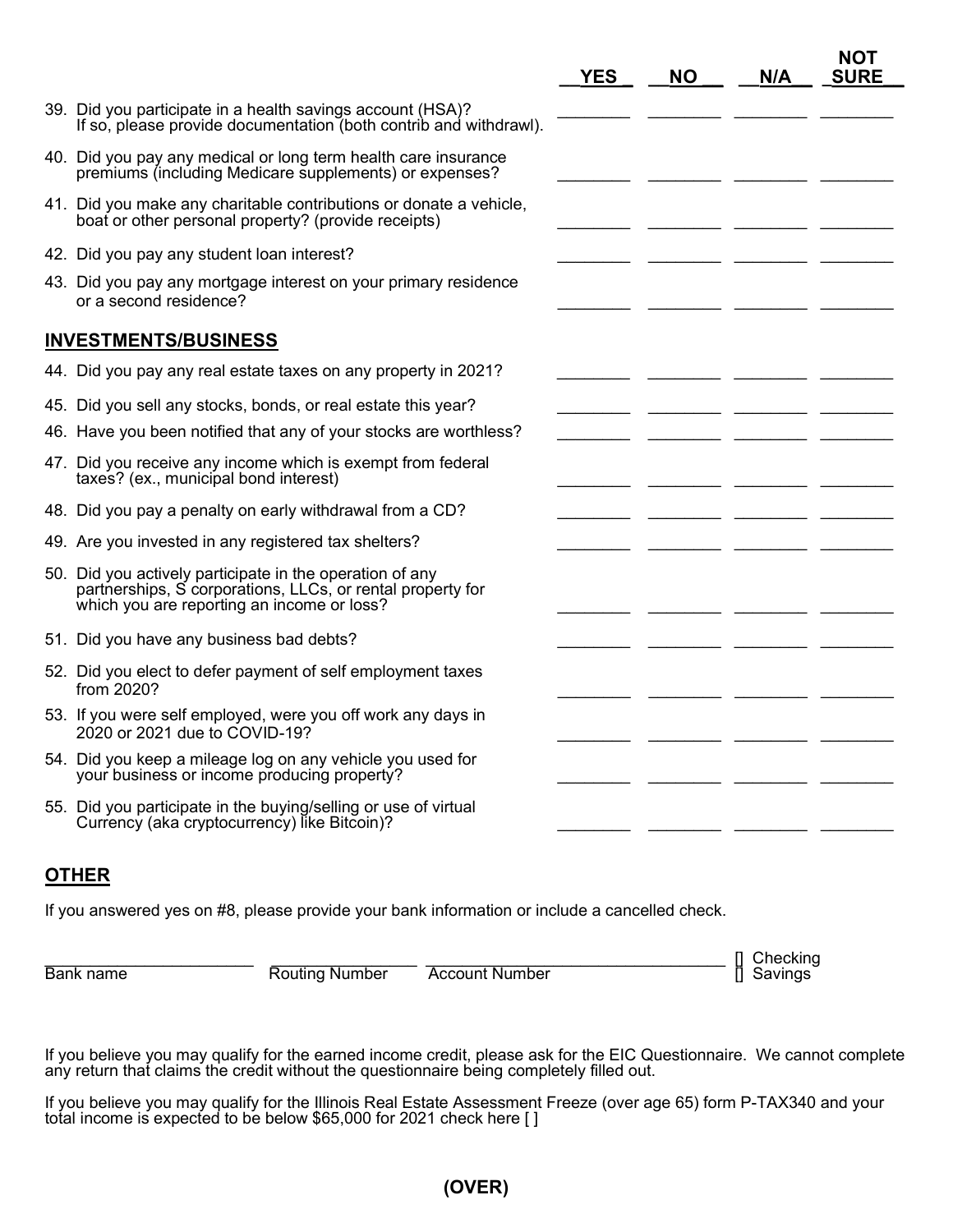| | YES | NO | N/A | NOT SURE |
|---|---|---|---|---|
| 39. Did you participate in a health savings account (HSA)? If so, please provide documentation (both contrib and withdrawl). | | | | |
| 40. Did you pay any medical or long term health care insurance premiums (including Medicare supplements) or expenses? | | | | |
| 41. Did you make any charitable contributions or donate a vehicle, boat or other personal property? (provide receipts) | | | | |
| 42. Did you pay any student loan interest? | | | | |
| 43. Did you pay any mortgage interest on your primary residence or a second residence? | | | | |
| **INVESTMENTS/BUSINESS** | | | | |
| 44. Did you pay any real estate taxes on any property in 2021? | | | | |
| 45. Did you sell any stocks, bonds, or real estate this year? | | | | |
| 46. Have you been notified that any of your stocks are worthless? | | | | |
| 47. Did you receive any income which is exempt from federal taxes? (ex., municipal bond interest) | | | | |
| 48. Did you pay a penalty on early withdrawal from a CD? | | | | |
| 49. Are you invested in any registered tax shelters? | | | | |
| 50. Did you actively participate in the operation of any partnerships, S corporations, LLCs, or rental property for which you are reporting an income or loss? | | | | |
| 51. Did you have any business bad debts? | | | | |
| 52. Did you elect to defer payment of self employment taxes from 2020? | | | | |
| 53. If you were self employed, were you off work any days in 2020 or 2021 due to COVID-19? | | | | |
| 54. Did you keep a mileage log on any vehicle you used for your business or income producing property? | | | | |
| 55. Did you participate in the buying/selling or use of virtual Currency (aka cryptocurrency) like Bitcoin)? | | | | |

## OTHER

If you answered yes on #8, please provide your bank information or include a cancelled check.

________________________ ________________ ________________________________ [] Checking
Bank name Routing Number Account Number [] Savings

If you believe you may qualify for the earned income credit, please ask for the EIC Questionnaire. We cannot complete any return that claims the credit without the questionnaire being completely filled out.

If you believe you may qualify for the Illinois Real Estate Assessment Freeze (over age 65) form P-TAX340 and your total income is expected to be below $65,000 for 2021 check here [ ]

**(OVER)**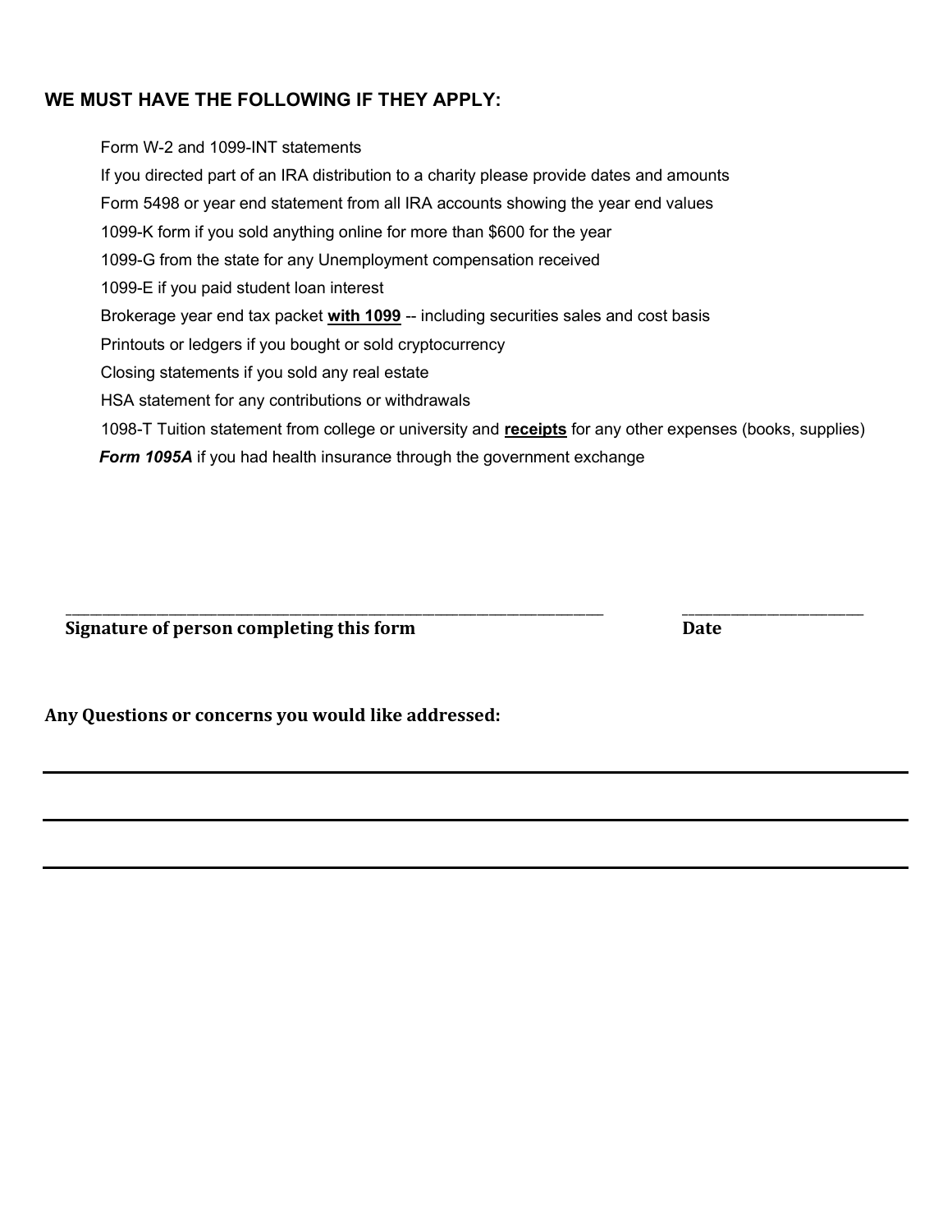### WE MUST HAVE THE FOLLOWING IF THEY APPLY:

Form W-2 and 1099-INT statements

If you directed part of an IRA distribution to a charity please provide dates and amounts

Form 5498 or year end statement from all IRA accounts showing the year end values

1099-K form if you sold anything online for more than $600 for the year

1099-G from the state for any Unemployment compensation received

1099-E if you paid student loan interest

Brokerage year end tax packet **with 1099** -- including securities sales and cost basis

Printouts or ledgers if you bought or sold cryptocurrency

Closing statements if you sold any real estate

HSA statement for any contributions or withdrawals

1098-T Tuition statement from college or university and **receipts** for any other expenses (books, supplies)

***Form 1095A*** if you had health insurance through the government exchange

\_\_\_\_\_\_\_\_\_\_\_\_\_\_\_\_\_\_\_\_\_\_\_\_\_\_\_\_\_\_\_\_\_\_\_\_\_\_\_\_\_\_\_\_\_\_\_\_\_\_\_\_ \_\_\_\_\_\_\_\_\_\_\_\_\_\_\_\_\_\_\_\_

**Signature of person completing this form** **Date**

**Any Questions or concerns you would like addressed:**

\_\_\_\_\_\_\_\_\_\_\_\_\_\_\_\_\_\_\_\_\_\_\_\_\_\_\_\_\_\_\_\_\_\_\_\_\_\_\_\_\_\_\_\_\_\_\_\_\_\_\_\_\_\_\_\_\_\_\_\_\_\_\_\_\_\_\_\_\_\_\_\_\_\_\_\_

\_\_\_\_\_\_\_\_\_\_\_\_\_\_\_\_\_\_\_\_\_\_\_\_\_\_\_\_\_\_\_\_\_\_\_\_\_\_\_\_\_\_\_\_\_\_\_\_\_\_\_\_\_\_\_\_\_\_\_\_\_\_\_\_\_\_\_\_\_\_\_\_\_\_\_\_

\_\_\_\_\_\_\_\_\_\_\_\_\_\_\_\_\_\_\_\_\_\_\_\_\_\_\_\_\_\_\_\_\_\_\_\_\_\_\_\_\_\_\_\_\_\_\_\_\_\_\_\_\_\_\_\_\_\_\_\_\_\_\_\_\_\_\_\_\_\_\_\_\_\_\_\_